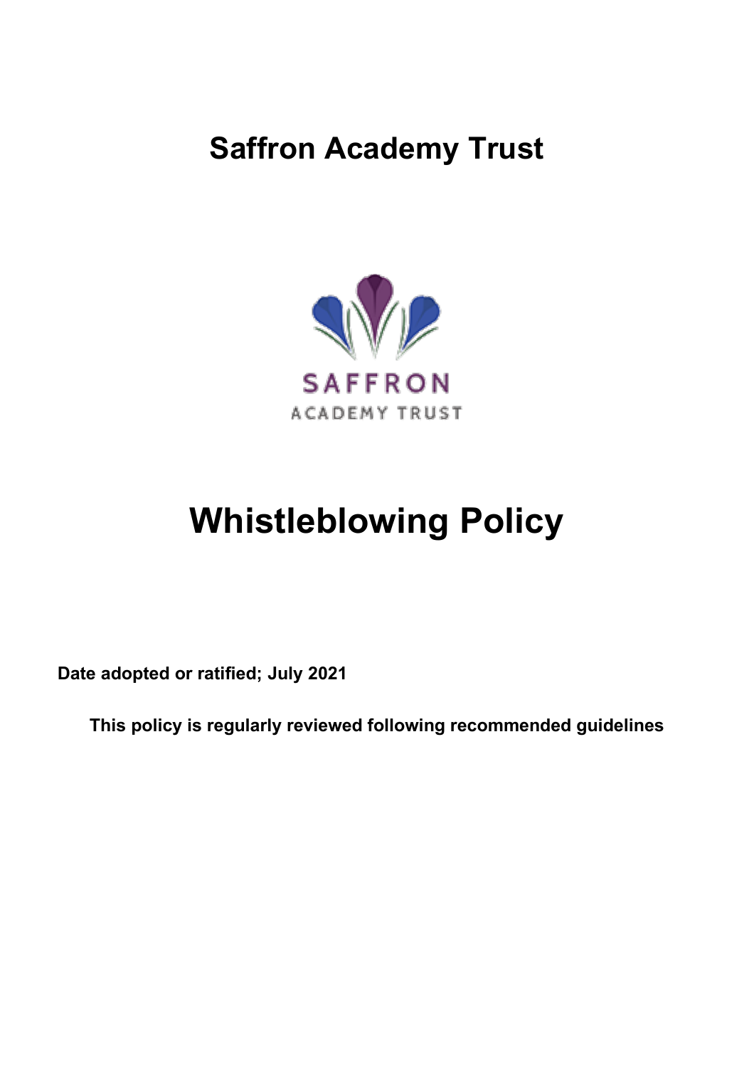# Saffron Academy Trust

SAFFRON
ACADEMY TRUST

# Whistleblowing Policy

**Date adopted or ratified; July 2021**

**This policy is regularly reviewed following recommended guidelines**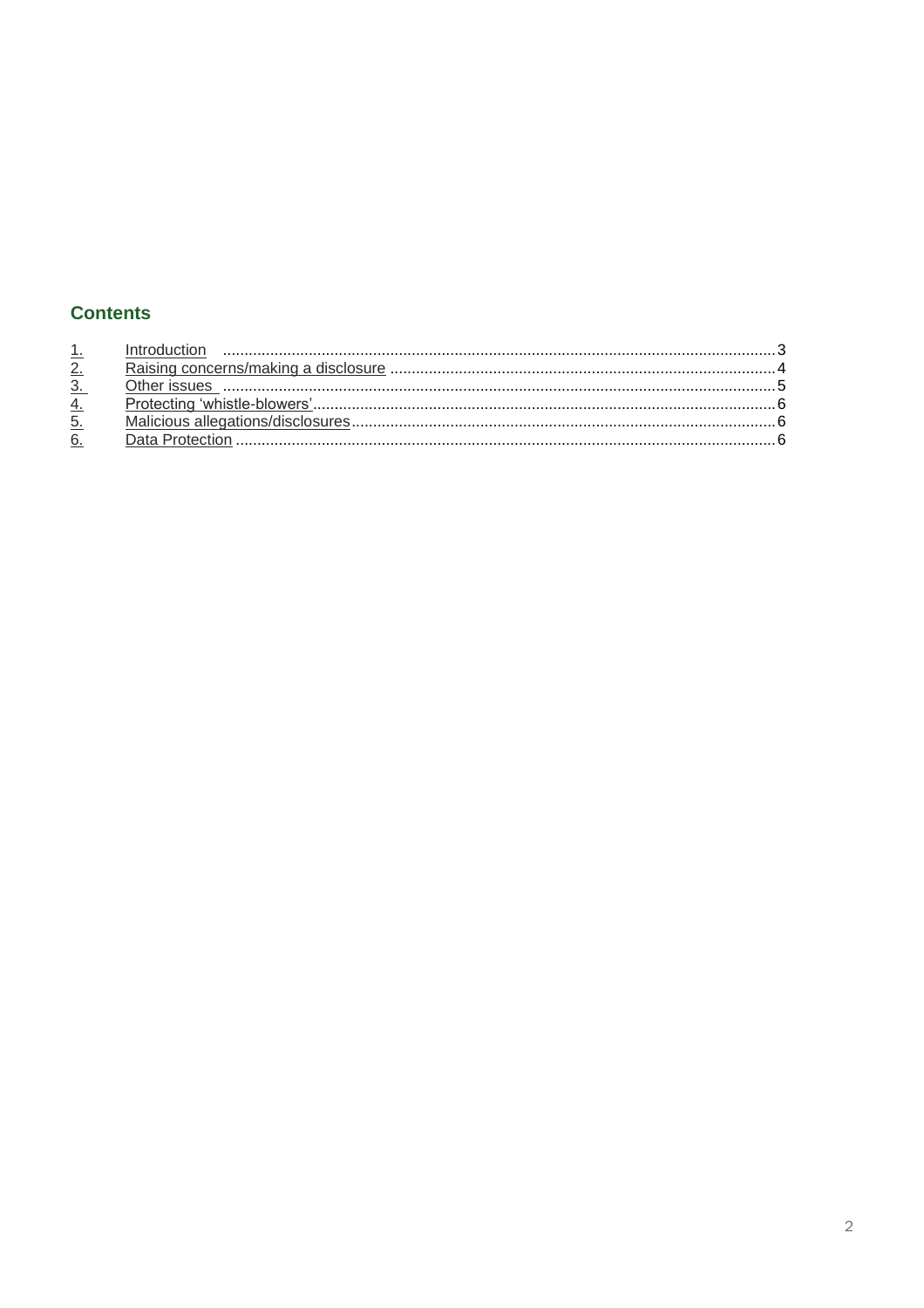## Contents

1. Introduction ........................................................ 3
2. Raising concerns/making a disclosure ........................................................ 4
3. Other issues ........................................................ 5
4. Protecting 'whistle-blowers' ........................................................ 6
5. Malicious allegations/disclosures ........................................................ 6
6. Data Protection ........................................................ 6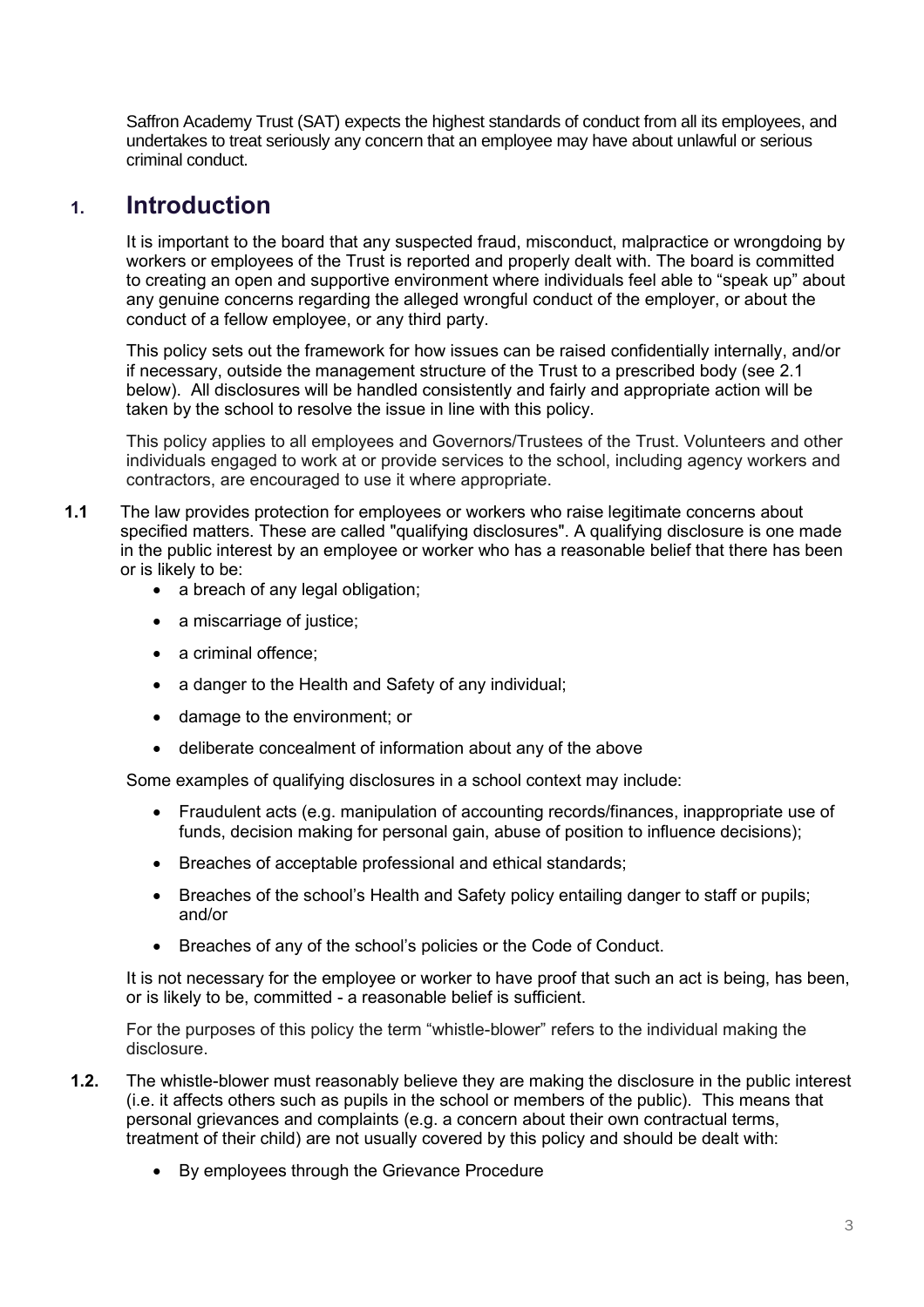Saffron Academy Trust (SAT) expects the highest standards of conduct from all its employees, and undertakes to treat seriously any concern that an employee may have about unlawful or serious criminal conduct.

# 1. Introduction

It is important to the board that any suspected fraud, misconduct, malpractice or wrongdoing by workers or employees of the Trust is reported and properly dealt with. The board is committed to creating an open and supportive environment where individuals feel able to "speak up" about any genuine concerns regarding the alleged wrongful conduct of the employer, or about the conduct of a fellow employee, or any third party.

This policy sets out the framework for how issues can be raised confidentially internally, and/or if necessary, outside the management structure of the Trust to a prescribed body (see 2.1 below). All disclosures will be handled consistently and fairly and appropriate action will be taken by the school to resolve the issue in line with this policy.

This policy applies to all employees and Governors/Trustees of the Trust. Volunteers and other individuals engaged to work at or provide services to the school, including agency workers and contractors, are encouraged to use it where appropriate.

**1.1** The law provides protection for employees or workers who raise legitimate concerns about specified matters. These are called "qualifying disclosures". A qualifying disclosure is one made in the public interest by an employee or worker who has a reasonable belief that there has been or is likely to be:

- a breach of any legal obligation;
- a miscarriage of justice;
- a criminal offence;
- a danger to the Health and Safety of any individual;
- damage to the environment; or
- deliberate concealment of information about any of the above

Some examples of qualifying disclosures in a school context may include:

- Fraudulent acts (e.g. manipulation of accounting records/finances, inappropriate use of funds, decision making for personal gain, abuse of position to influence decisions);
- Breaches of acceptable professional and ethical standards;
- Breaches of the school's Health and Safety policy entailing danger to staff or pupils; and/or
- Breaches of any of the school's policies or the Code of Conduct.

It is not necessary for the employee or worker to have proof that such an act is being, has been, or is likely to be, committed - a reasonable belief is sufficient.

For the purposes of this policy the term "whistle-blower" refers to the individual making the disclosure.

**1.2.** The whistle-blower must reasonably believe they are making the disclosure in the public interest (i.e. it affects others such as pupils in the school or members of the public). This means that personal grievances and complaints (e.g. a concern about their own contractual terms, treatment of their child) are not usually covered by this policy and should be dealt with:

- By employees through the Grievance Procedure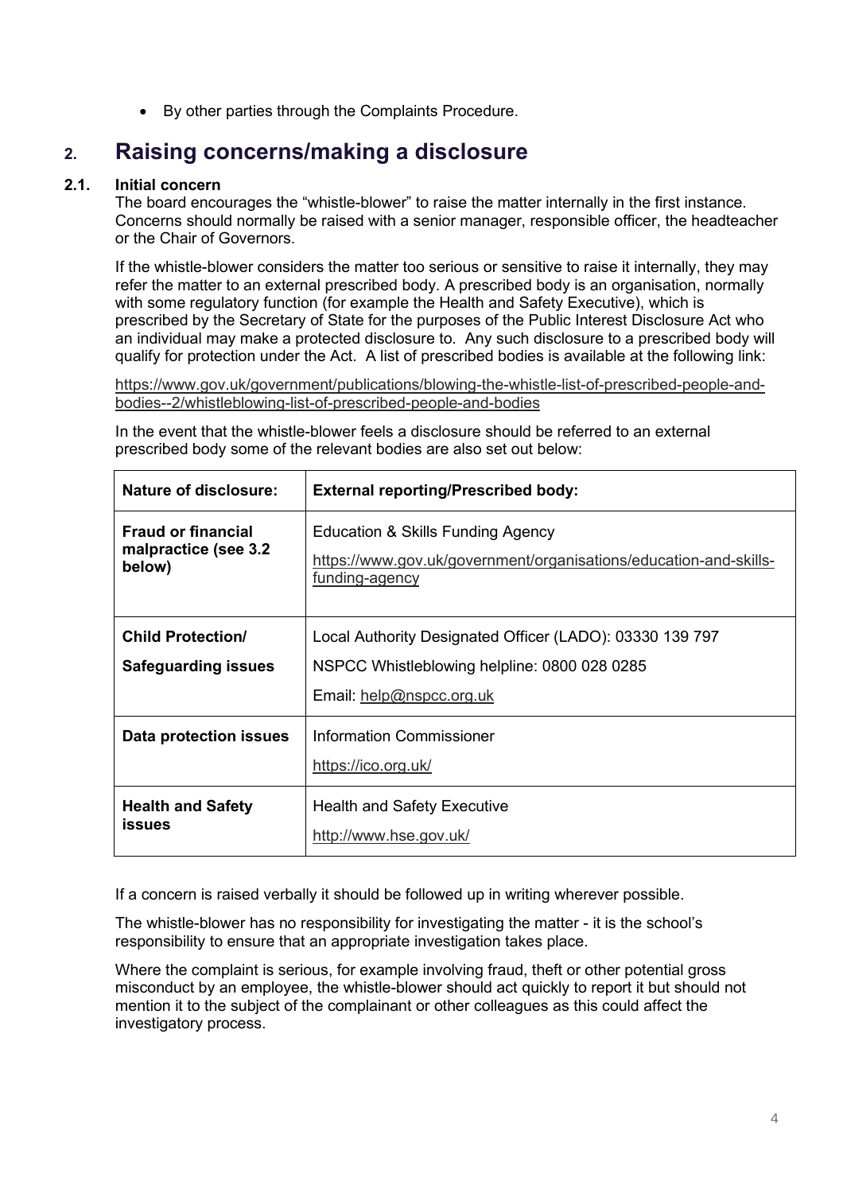- By other parties through the Complaints Procedure.

## 2. Raising concerns/making a disclosure

### 2.1. Initial concern

The board encourages the "whistle-blower" to raise the matter internally in the first instance. Concerns should normally be raised with a senior manager, responsible officer, the headteacher or the Chair of Governors.

If the whistle-blower considers the matter too serious or sensitive to raise it internally, they may refer the matter to an external prescribed body. A prescribed body is an organisation, normally with some regulatory function (for example the Health and Safety Executive), which is prescribed by the Secretary of State for the purposes of the Public Interest Disclosure Act who an individual may make a protected disclosure to. Any such disclosure to a prescribed body will qualify for protection under the Act. A list of prescribed bodies is available at the following link:

https://www.gov.uk/government/publications/blowing-the-whistle-list-of-prescribed-people-and-bodies--2/whistleblowing-list-of-prescribed-people-and-bodies

In the event that the whistle-blower feels a disclosure should be referred to an external prescribed body some of the relevant bodies are also set out below:

| Nature of disclosure: | External reporting/Prescribed body: |
|---|---|
| **Fraud or financial malpractice (see 3.2 below)** | Education & Skills Funding Agency<br>https://www.gov.uk/government/organisations/education-and-skills-funding-agency |
| **Child Protection/ Safeguarding issues** | Local Authority Designated Officer (LADO): 03330 139 797<br>NSPCC Whistleblowing helpline: 0800 028 0285<br>Email: help@nspcc.org.uk |
| **Data protection issues** | Information Commissioner<br>https://ico.org.uk/ |
| **Health and Safety issues** | Health and Safety Executive<br>http://www.hse.gov.uk/ |

If a concern is raised verbally it should be followed up in writing wherever possible.

The whistle-blower has no responsibility for investigating the matter - it is the school's responsibility to ensure that an appropriate investigation takes place.

Where the complaint is serious, for example involving fraud, theft or other potential gross misconduct by an employee, the whistle-blower should act quickly to report it but should not mention it to the subject of the complainant or other colleagues as this could affect the investigatory process.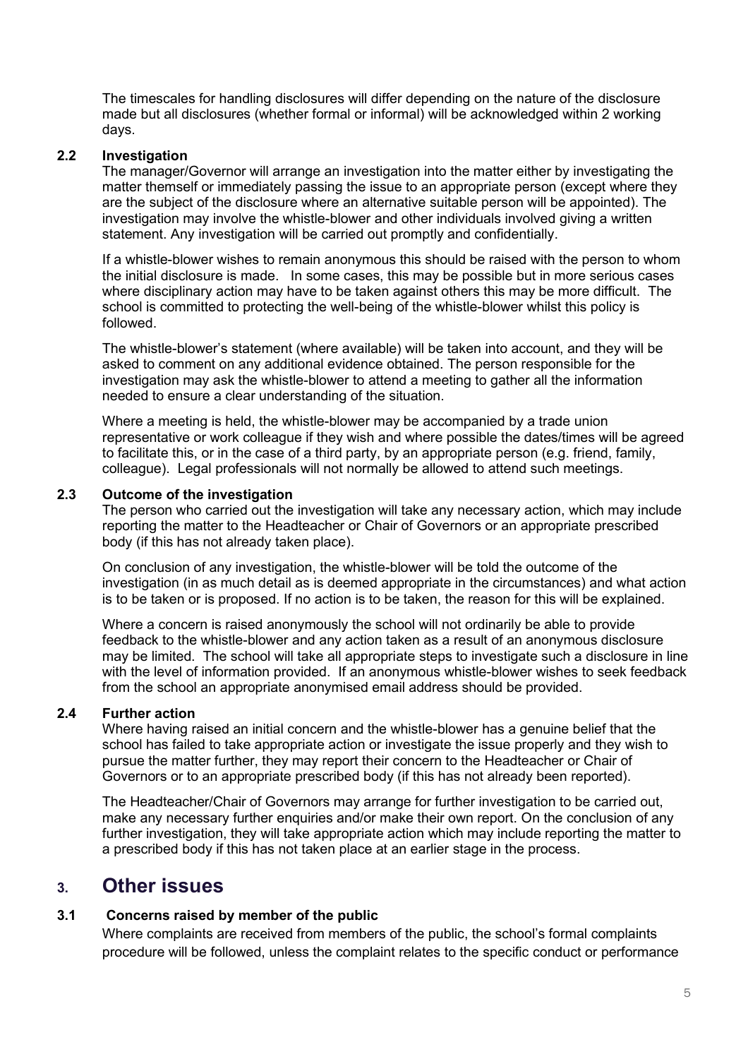The timescales for handling disclosures will differ depending on the nature of the disclosure made but all disclosures (whether formal or informal) will be acknowledged within 2 working days.

### 2.2 Investigation

The manager/Governor will arrange an investigation into the matter either by investigating the matter themself or immediately passing the issue to an appropriate person (except where they are the subject of the disclosure where an alternative suitable person will be appointed). The investigation may involve the whistle-blower and other individuals involved giving a written statement. Any investigation will be carried out promptly and confidentially.

If a whistle-blower wishes to remain anonymous this should be raised with the person to whom the initial disclosure is made. In some cases, this may be possible but in more serious cases where disciplinary action may have to be taken against others this may be more difficult. The school is committed to protecting the well-being of the whistle-blower whilst this policy is followed.

The whistle-blower's statement (where available) will be taken into account, and they will be asked to comment on any additional evidence obtained. The person responsible for the investigation may ask the whistle-blower to attend a meeting to gather all the information needed to ensure a clear understanding of the situation.

Where a meeting is held, the whistle-blower may be accompanied by a trade union representative or work colleague if they wish and where possible the dates/times will be agreed to facilitate this, or in the case of a third party, by an appropriate person (e.g. friend, family, colleague). Legal professionals will not normally be allowed to attend such meetings.

### 2.3 Outcome of the investigation

The person who carried out the investigation will take any necessary action, which may include reporting the matter to the Headteacher or Chair of Governors or an appropriate prescribed body (if this has not already taken place).

On conclusion of any investigation, the whistle-blower will be told the outcome of the investigation (in as much detail as is deemed appropriate in the circumstances) and what action is to be taken or is proposed. If no action is to be taken, the reason for this will be explained.

Where a concern is raised anonymously the school will not ordinarily be able to provide feedback to the whistle-blower and any action taken as a result of an anonymous disclosure may be limited. The school will take all appropriate steps to investigate such a disclosure in line with the level of information provided. If an anonymous whistle-blower wishes to seek feedback from the school an appropriate anonymised email address should be provided.

### 2.4 Further action

Where having raised an initial concern and the whistle-blower has a genuine belief that the school has failed to take appropriate action or investigate the issue properly and they wish to pursue the matter further, they may report their concern to the Headteacher or Chair of Governors or to an appropriate prescribed body (if this has not already been reported).

The Headteacher/Chair of Governors may arrange for further investigation to be carried out, make any necessary further enquiries and/or make their own report. On the conclusion of any further investigation, they will take appropriate action which may include reporting the matter to a prescribed body if this has not taken place at an earlier stage in the process.

## 3. Other issues

### 3.1 Concerns raised by member of the public

Where complaints are received from members of the public, the school's formal complaints procedure will be followed, unless the complaint relates to the specific conduct or performance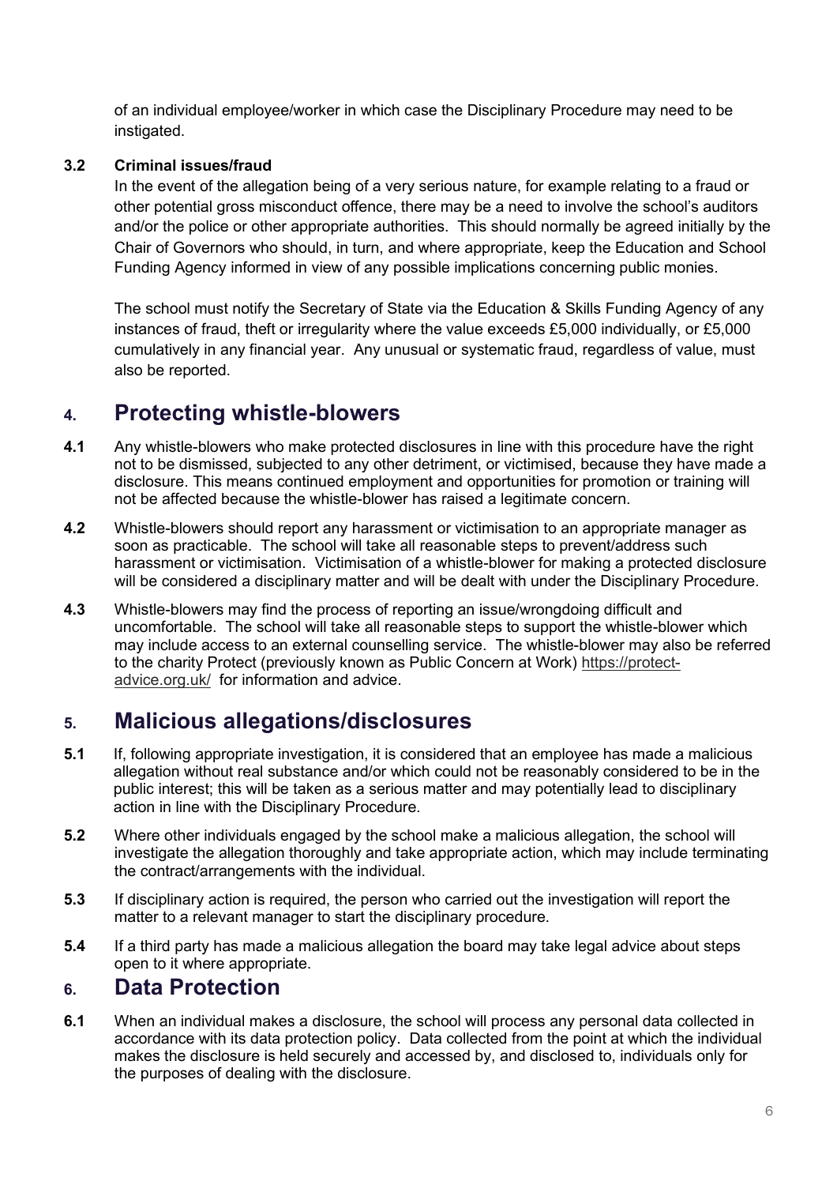of an individual employee/worker in which case the Disciplinary Procedure may need to be instigated.

### 3.2 Criminal issues/fraud

In the event of the allegation being of a very serious nature, for example relating to a fraud or other potential gross misconduct offence, there may be a need to involve the school's auditors and/or the police or other appropriate authorities. This should normally be agreed initially by the Chair of Governors who should, in turn, and where appropriate, keep the Education and School Funding Agency informed in view of any possible implications concerning public monies.

The school must notify the Secretary of State via the Education & Skills Funding Agency of any instances of fraud, theft or irregularity where the value exceeds £5,000 individually, or £5,000 cumulatively in any financial year. Any unusual or systematic fraud, regardless of value, must also be reported.

## 4. Protecting whistle-blowers

**4.1** Any whistle-blowers who make protected disclosures in line with this procedure have the right not to be dismissed, subjected to any other detriment, or victimised, because they have made a disclosure. This means continued employment and opportunities for promotion or training will not be affected because the whistle-blower has raised a legitimate concern.

**4.2** Whistle-blowers should report any harassment or victimisation to an appropriate manager as soon as practicable. The school will take all reasonable steps to prevent/address such harassment or victimisation. Victimisation of a whistle-blower for making a protected disclosure will be considered a disciplinary matter and will be dealt with under the Disciplinary Procedure.

**4.3** Whistle-blowers may find the process of reporting an issue/wrongdoing difficult and uncomfortable. The school will take all reasonable steps to support the whistle-blower which may include access to an external counselling service. The whistle-blower may also be referred to the charity Protect (previously known as Public Concern at Work) https://protect-advice.org.uk/ for information and advice.

## 5. Malicious allegations/disclosures

**5.1** If, following appropriate investigation, it is considered that an employee has made a malicious allegation without real substance and/or which could not be reasonably considered to be in the public interest; this will be taken as a serious matter and may potentially lead to disciplinary action in line with the Disciplinary Procedure.

**5.2** Where other individuals engaged by the school make a malicious allegation, the school will investigate the allegation thoroughly and take appropriate action, which may include terminating the contract/arrangements with the individual.

**5.3** If disciplinary action is required, the person who carried out the investigation will report the matter to a relevant manager to start the disciplinary procedure.

**5.4** If a third party has made a malicious allegation the board may take legal advice about steps open to it where appropriate.

## 6. Data Protection

**6.1** When an individual makes a disclosure, the school will process any personal data collected in accordance with its data protection policy. Data collected from the point at which the individual makes the disclosure is held securely and accessed by, and disclosed to, individuals only for the purposes of dealing with the disclosure.